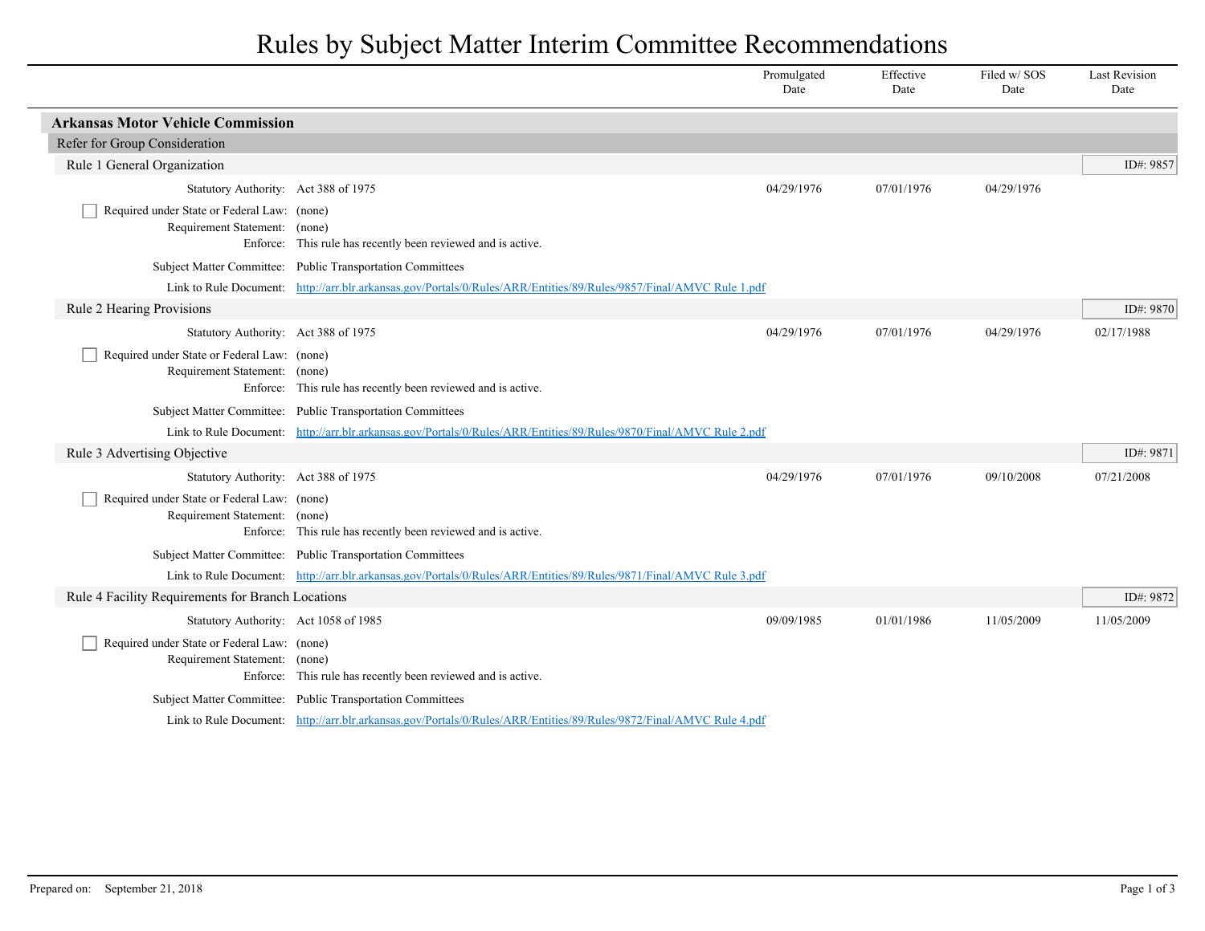# Rules by Subject Matter Interim Committee Recommendations

| | Promulgated Date | Effective Date | Filed w/ SOS Date | Last Revision Date |
|---|---|---|---|---|

## Arkansas Motor Vehicle Commission

### Refer for Group Consideration

#### Rule 1 General Organization

ID#: 9857

| | | Promulgated Date | Effective Date | Filed w/ SOS Date | Last Revision Date |
|---|---|---|---|---|---|
| Statutory Authority: | Act 388 of 1975 | 04/29/1976 | 07/01/1976 | 04/29/1976 | |

☐ Required under State or Federal Law: (none)
Requirement Statement: (none)
Enforce: This rule has recently been reviewed and is active.

Subject Matter Committee: Public Transportation Committees
Link to Rule Document: [http://arr.blr.arkansas.gov/Portals/0/Rules/ARR/Entities/89/Rules/9857/Final/AMVC Rule 1.pdf](http://arr.blr.arkansas.gov/Portals/0/Rules/ARR/Entities/89/Rules/9857/Final/AMVC Rule 1.pdf)

#### Rule 2 Hearing Provisions

ID#: 9870

| | | Promulgated Date | Effective Date | Filed w/ SOS Date | Last Revision Date |
|---|---|---|---|---|---|
| Statutory Authority: | Act 388 of 1975 | 04/29/1976 | 07/01/1976 | 04/29/1976 | 02/17/1988 |

☐ Required under State or Federal Law: (none)
Requirement Statement: (none)
Enforce: This rule has recently been reviewed and is active.

Subject Matter Committee: Public Transportation Committees
Link to Rule Document: [http://arr.blr.arkansas.gov/Portals/0/Rules/ARR/Entities/89/Rules/9870/Final/AMVC Rule 2.pdf](http://arr.blr.arkansas.gov/Portals/0/Rules/ARR/Entities/89/Rules/9870/Final/AMVC Rule 2.pdf)

#### Rule 3 Advertising Objective

ID#: 9871

| | | Promulgated Date | Effective Date | Filed w/ SOS Date | Last Revision Date |
|---|---|---|---|---|---|
| Statutory Authority: | Act 388 of 1975 | 04/29/1976 | 07/01/1976 | 09/10/2008 | 07/21/2008 |

☐ Required under State or Federal Law: (none)
Requirement Statement: (none)
Enforce: This rule has recently been reviewed and is active.

Subject Matter Committee: Public Transportation Committees
Link to Rule Document: [http://arr.blr.arkansas.gov/Portals/0/Rules/ARR/Entities/89/Rules/9871/Final/AMVC Rule 3.pdf](http://arr.blr.arkansas.gov/Portals/0/Rules/ARR/Entities/89/Rules/9871/Final/AMVC Rule 3.pdf)

#### Rule 4 Facility Requirements for Branch Locations

ID#: 9872

| | | Promulgated Date | Effective Date | Filed w/ SOS Date | Last Revision Date |
|---|---|---|---|---|---|
| Statutory Authority: | Act 1058 of 1985 | 09/09/1985 | 01/01/1986 | 11/05/2009 | 11/05/2009 |

☐ Required under State or Federal Law: (none)
Requirement Statement: (none)
Enforce: This rule has recently been reviewed and is active.

Subject Matter Committee: Public Transportation Committees
Link to Rule Document: [http://arr.blr.arkansas.gov/Portals/0/Rules/ARR/Entities/89/Rules/9872/Final/AMVC Rule 4.pdf](http://arr.blr.arkansas.gov/Portals/0/Rules/ARR/Entities/89/Rules/9872/Final/AMVC Rule 4.pdf)

Prepared on: September 21, 2018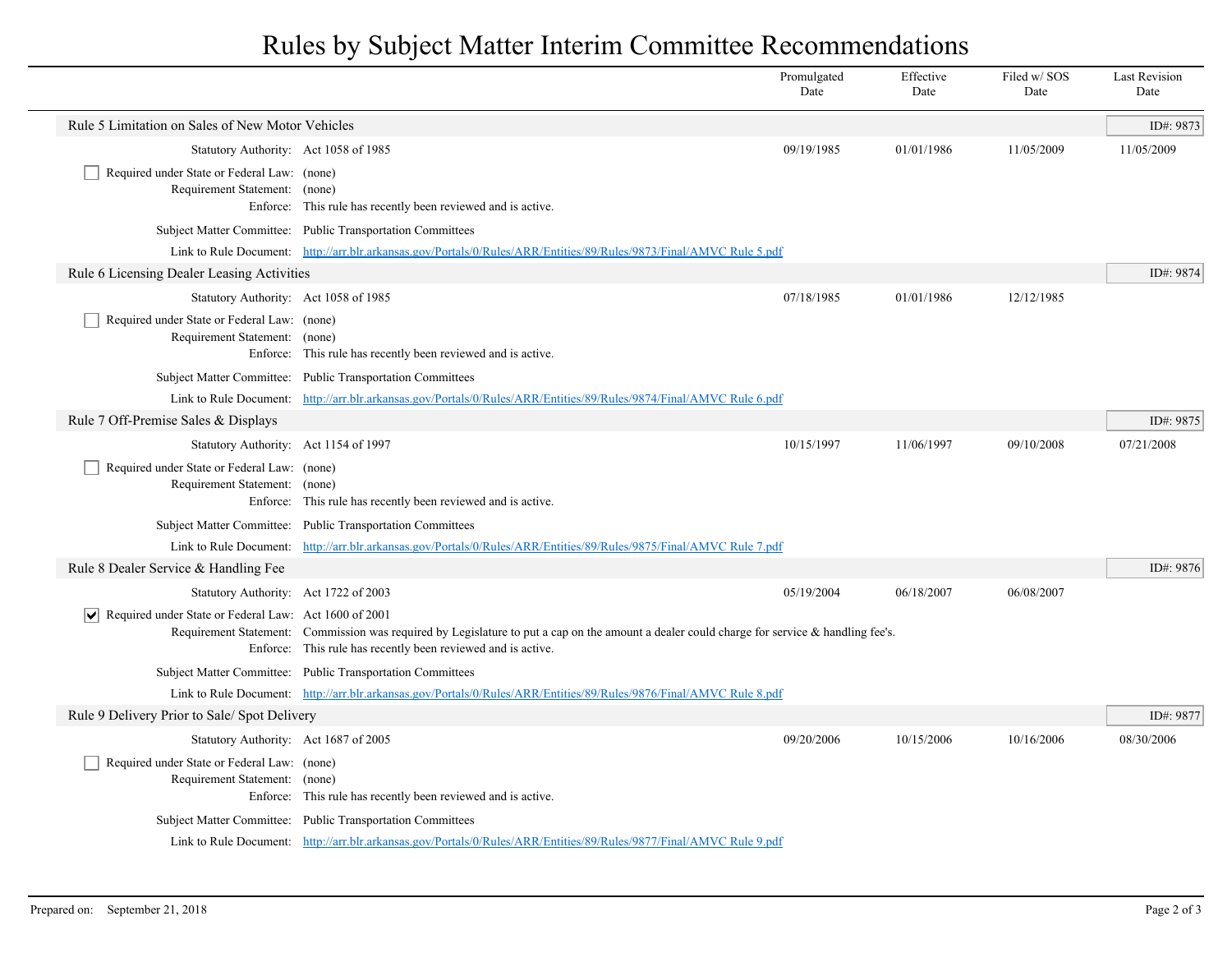# Rules by Subject Matter Interim Committee Recommendations

| | | Promulgated Date | Effective Date | Filed w/ SOS Date | Last Revision Date |
|---|---|---|---|---|---|

## Rule 5 Limitation on Sales of New Motor Vehicles

ID#: 9873

| | | Promulgated Date | Effective Date | Filed w/ SOS Date | Last Revision Date |
|---|---|---|---|---|---|
| Statutory Authority: | Act 1058 of 1985 | 09/19/1985 | 01/01/1986 | 11/05/2009 | 11/05/2009 |

- [ ] Required under State or Federal Law: (none)

Requirement Statement: (none)

Enforce: This rule has recently been reviewed and is active.

Subject Matter Committee: Public Transportation Committees

Link to Rule Document: http://arr.blr.arkansas.gov/Portals/0/Rules/ARR/Entities/89/Rules/9873/Final/AMVC Rule 5.pdf

## Rule 6 Licensing Dealer Leasing Activities

ID#: 9874

| | | Promulgated Date | Effective Date | Filed w/ SOS Date | Last Revision Date |
|---|---|---|---|---|---|
| Statutory Authority: | Act 1058 of 1985 | 07/18/1985 | 01/01/1986 | 12/12/1985 | |

- [ ] Required under State or Federal Law: (none)

Requirement Statement: (none)

Enforce: This rule has recently been reviewed and is active.

Subject Matter Committee: Public Transportation Committees

Link to Rule Document: http://arr.blr.arkansas.gov/Portals/0/Rules/ARR/Entities/89/Rules/9874/Final/AMVC Rule 6.pdf

## Rule 7 Off-Premise Sales & Displays

ID#: 9875

| | | Promulgated Date | Effective Date | Filed w/ SOS Date | Last Revision Date |
|---|---|---|---|---|---|
| Statutory Authority: | Act 1154 of 1997 | 10/15/1997 | 11/06/1997 | 09/10/2008 | 07/21/2008 |

- [ ] Required under State or Federal Law: (none)

Requirement Statement: (none)

Enforce: This rule has recently been reviewed and is active.

Subject Matter Committee: Public Transportation Committees

Link to Rule Document: http://arr.blr.arkansas.gov/Portals/0/Rules/ARR/Entities/89/Rules/9875/Final/AMVC Rule 7.pdf

## Rule 8 Dealer Service & Handling Fee

ID#: 9876

| | | Promulgated Date | Effective Date | Filed w/ SOS Date | Last Revision Date |
|---|---|---|---|---|---|
| Statutory Authority: | Act 1722 of 2003 | 05/19/2004 | 06/18/2007 | 06/08/2007 | |

- [x] Required under State or Federal Law: Act 1600 of 2001

Requirement Statement: Commission was required by Legislature to put a cap on the amount a dealer could charge for service & handling fee's.

Enforce: This rule has recently been reviewed and is active.

Subject Matter Committee: Public Transportation Committees

Link to Rule Document: http://arr.blr.arkansas.gov/Portals/0/Rules/ARR/Entities/89/Rules/9876/Final/AMVC Rule 8.pdf

## Rule 9 Delivery Prior to Sale/ Spot Delivery

ID#: 9877

| | | Promulgated Date | Effective Date | Filed w/ SOS Date | Last Revision Date |
|---|---|---|---|---|---|
| Statutory Authority: | Act 1687 of 2005 | 09/20/2006 | 10/15/2006 | 10/16/2006 | 08/30/2006 |

- [ ] Required under State or Federal Law: (none)

Requirement Statement: (none)

Enforce: This rule has recently been reviewed and is active.

Subject Matter Committee: Public Transportation Committees

Link to Rule Document: http://arr.blr.arkansas.gov/Portals/0/Rules/ARR/Entities/89/Rules/9877/Final/AMVC Rule 9.pdf

Prepared on: September 21, 2018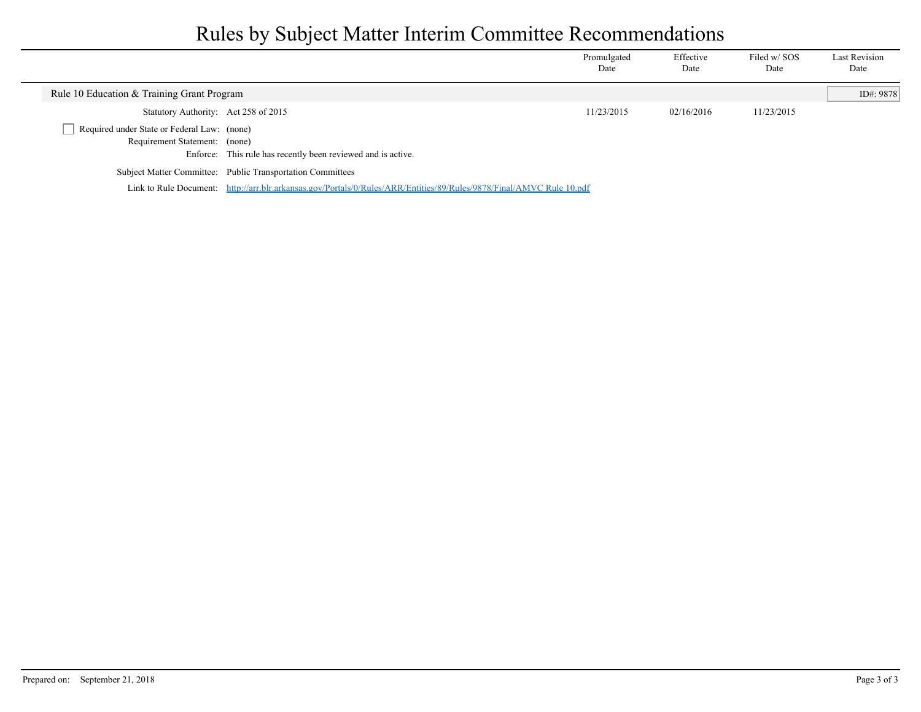# Rules by Subject Matter Interim Committee Recommendations

| | Promulgated Date | Effective Date | Filed w/ SOS Date | Last Revision Date |
|---|---|---|---|---|
| **Rule 10 Education & Training Grant Program** | | | | ID#: 9878 |
| Statutory Authority: Act 258 of 2015 | 11/23/2015 | 02/16/2016 | 11/23/2015 | |

☐ Required under State or Federal Law: (none)

Requirement Statement: (none)

Enforce: This rule has recently been reviewed and is active.

Subject Matter Committee: Public Transportation Committees

Link to Rule Document: [http://arr.blr.arkansas.gov/Portals/0/Rules/ARR/Entities/89/Rules/9878/Final/AMVC Rule 10.pdf](http://arr.blr.arkansas.gov/Portals/0/Rules/ARR/Entities/89/Rules/9878/Final/AMVC Rule 10.pdf)

Prepared on: September 21, 2018